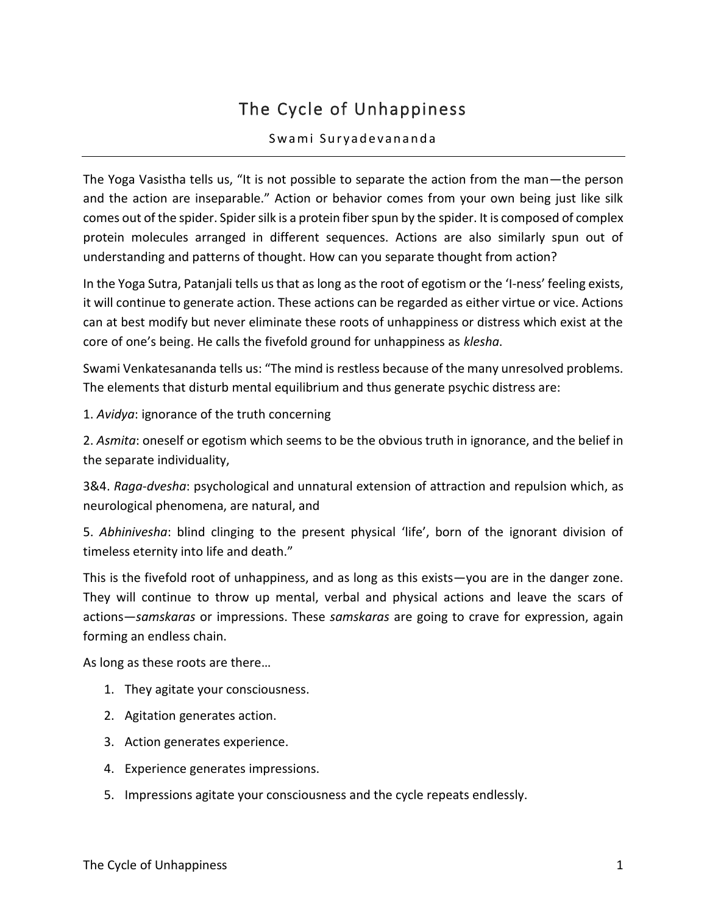# The Cycle of Unhappiness

Swami Suryadevananda

---

The Yoga Vasistha tells us, "It is not possible to separate the action from the man—the person and the action are inseparable." Action or behavior comes from your own being just like silk comes out of the spider. Spider silk is a protein fiber spun by the spider. It is composed of complex protein molecules arranged in different sequences. Actions are also similarly spun out of understanding and patterns of thought. How can you separate thought from action?

In the Yoga Sutra, Patanjali tells us that as long as the root of egotism or the 'I-ness' feeling exists, it will continue to generate action. These actions can be regarded as either virtue or vice. Actions can at best modify but never eliminate these roots of unhappiness or distress which exist at the core of one's being. He calls the fivefold ground for unhappiness as *klesha*.

Swami Venkatesananda tells us: "The mind is restless because of the many unresolved problems. The elements that disturb mental equilibrium and thus generate psychic distress are:

1. *Avidya*: ignorance of the truth concerning

2. *Asmita*: oneself or egotism which seems to be the obvious truth in ignorance, and the belief in the separate individuality,

3&4. *Raga-dvesha*: psychological and unnatural extension of attraction and repulsion which, as neurological phenomena, are natural, and

5. *Abhinivesha*: blind clinging to the present physical 'life', born of the ignorant division of timeless eternity into life and death."

This is the fivefold root of unhappiness, and as long as this exists—you are in the danger zone. They will continue to throw up mental, verbal and physical actions and leave the scars of actions—*samskaras* or impressions. These *samskaras* are going to crave for expression, again forming an endless chain.

As long as these roots are there…

1. They agitate your consciousness.
2. Agitation generates action.
3. Action generates experience.
4. Experience generates impressions.
5. Impressions agitate your consciousness and the cycle repeats endlessly.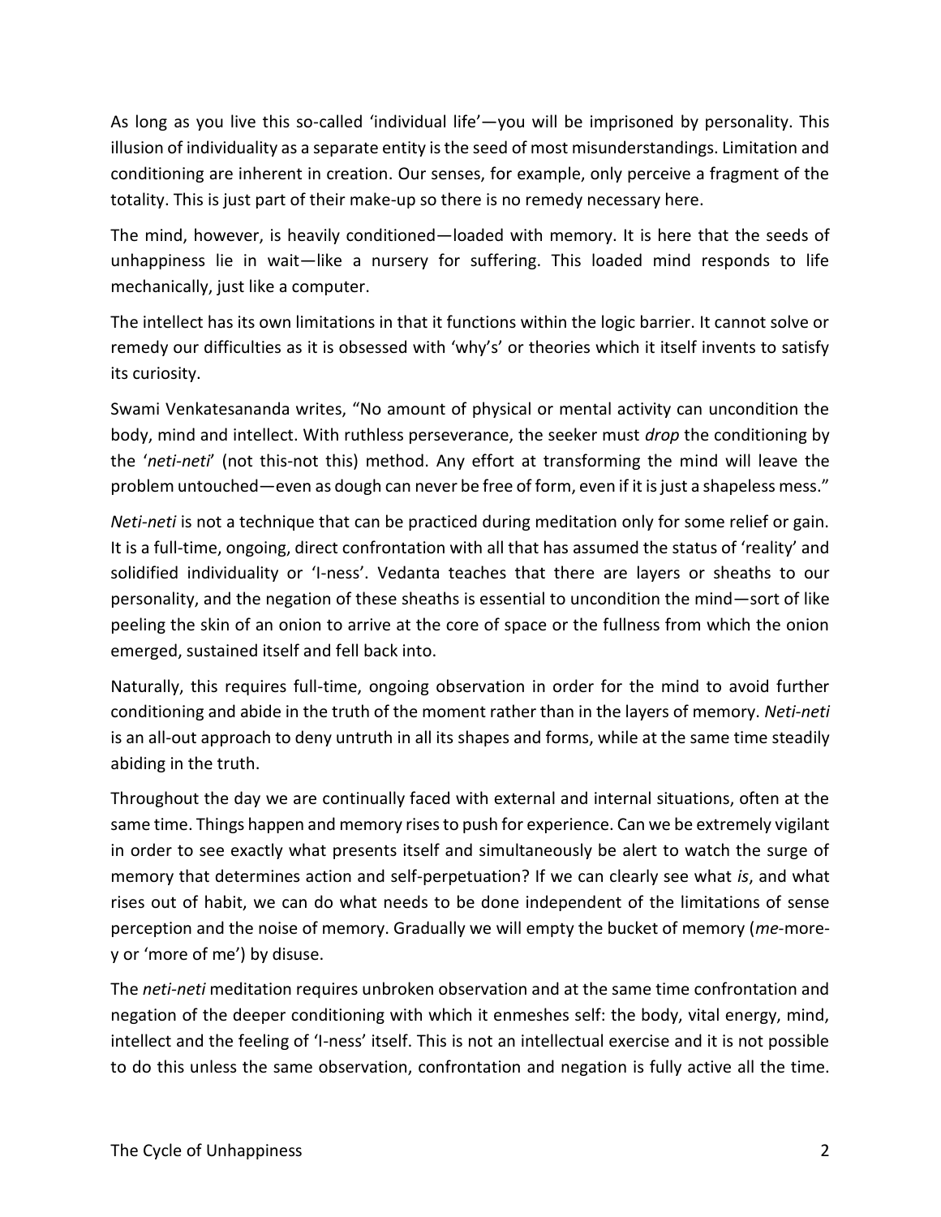As long as you live this so-called 'individual life'—you will be imprisoned by personality. This illusion of individuality as a separate entity is the seed of most misunderstandings. Limitation and conditioning are inherent in creation. Our senses, for example, only perceive a fragment of the totality. This is just part of their make-up so there is no remedy necessary here.

The mind, however, is heavily conditioned—loaded with memory. It is here that the seeds of unhappiness lie in wait—like a nursery for suffering. This loaded mind responds to life mechanically, just like a computer.

The intellect has its own limitations in that it functions within the logic barrier. It cannot solve or remedy our difficulties as it is obsessed with 'why's' or theories which it itself invents to satisfy its curiosity.

Swami Venkatesananda writes, "No amount of physical or mental activity can uncondition the body, mind and intellect. With ruthless perseverance, the seeker must *drop* the conditioning by the '*neti-neti*' (not this-not this) method. Any effort at transforming the mind will leave the problem untouched—even as dough can never be free of form, even if it is just a shapeless mess."

*Neti-neti* is not a technique that can be practiced during meditation only for some relief or gain. It is a full-time, ongoing, direct confrontation with all that has assumed the status of 'reality' and solidified individuality or 'I-ness'. Vedanta teaches that there are layers or sheaths to our personality, and the negation of these sheaths is essential to uncondition the mind—sort of like peeling the skin of an onion to arrive at the core of space or the fullness from which the onion emerged, sustained itself and fell back into.

Naturally, this requires full-time, ongoing observation in order for the mind to avoid further conditioning and abide in the truth of the moment rather than in the layers of memory. *Neti-neti* is an all-out approach to deny untruth in all its shapes and forms, while at the same time steadily abiding in the truth.

Throughout the day we are continually faced with external and internal situations, often at the same time. Things happen and memory rises to push for experience. Can we be extremely vigilant in order to see exactly what presents itself and simultaneously be alert to watch the surge of memory that determines action and self-perpetuation? If we can clearly see what *is*, and what rises out of habit, we can do what needs to be done independent of the limitations of sense perception and the noise of memory. Gradually we will empty the bucket of memory (*me*-more-y or 'more of me') by disuse.

The *neti-neti* meditation requires unbroken observation and at the same time confrontation and negation of the deeper conditioning with which it enmeshes self: the body, vital energy, mind, intellect and the feeling of 'I-ness' itself. This is not an intellectual exercise and it is not possible to do this unless the same observation, confrontation and negation is fully active all the time.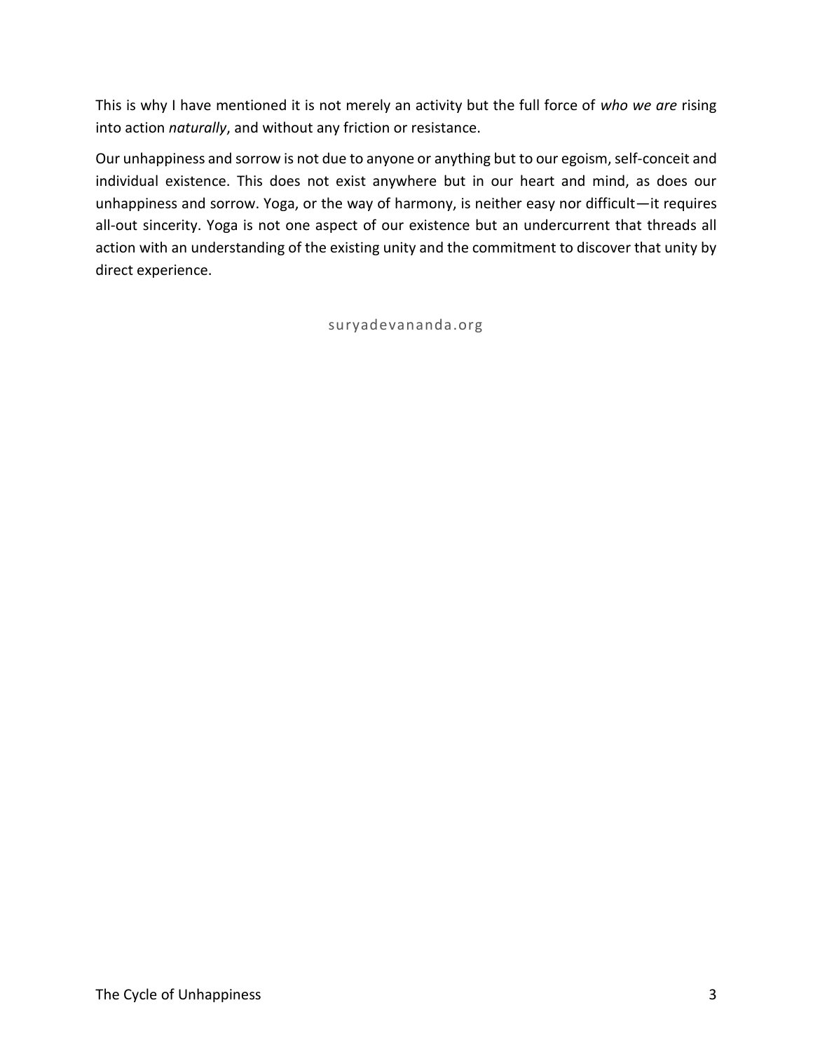This is why I have mentioned it is not merely an activity but the full force of *who we are* rising into action *naturally*, and without any friction or resistance.

Our unhappiness and sorrow is not due to anyone or anything but to our egoism, self-conceit and individual existence. This does not exist anywhere but in our heart and mind, as does our unhappiness and sorrow. Yoga, or the way of harmony, is neither easy nor difficult—it requires all-out sincerity. Yoga is not one aspect of our existence but an undercurrent that threads all action with an understanding of the existing unity and the commitment to discover that unity by direct experience.

suryadevananda.org